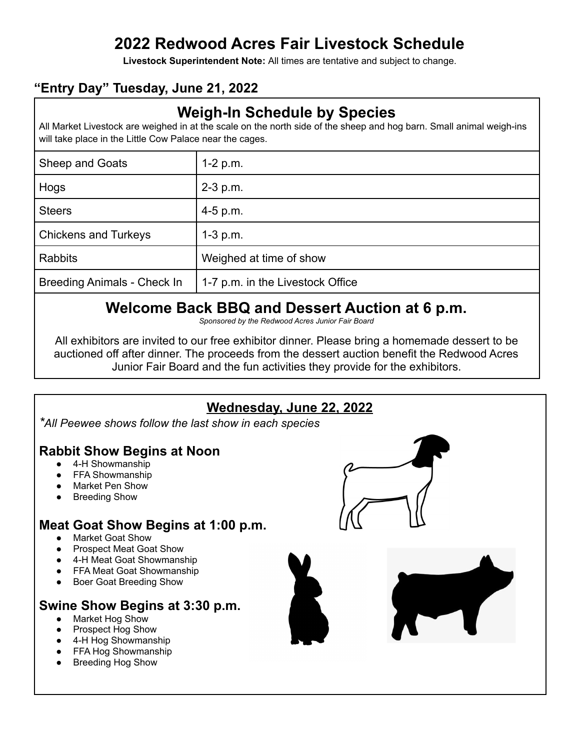# 2022 Redwood Acres Fair Livestock Schedule

**Livestock Superintendent Note:** All times are tentative and subject to change.

## "Entry Day" Tuesday, June 21, 2022

### Weigh-In Schedule by Species

All Market Livestock are weighed in at the scale on the north side of the sheep and hog barn. Small animal weigh-ins will take place in the Little Cow Palace near the cages.

| Species | Time |
|---|---|
| Sheep and Goats | 1-2 p.m. |
| Hogs | 2-3 p.m. |
| Steers | 4-5 p.m. |
| Chickens and Turkeys | 1-3 p.m. |
| Rabbits | Weighed at time of show |
| Breeding Animals - Check In | 1-7 p.m. in the Livestock Office |

### Welcome Back BBQ and Dessert Auction at 6 p.m.

*Sponsored by the Redwood Acres Junior Fair Board*

All exhibitors are invited to our free exhibitor dinner. Please bring a homemade dessert to be auctioned off after dinner. The proceeds from the dessert auction benefit the Redwood Acres Junior Fair Board and the fun activities they provide for the exhibitors.

## Wednesday, June 22, 2022

*\*All Peewee shows follow the last show in each species*

### Rabbit Show Begins at Noon

- 4-H Showmanship
- FFA Showmanship
- Market Pen Show
- Breeding Show

### Meat Goat Show Begins at 1:00 p.m.

- Market Goat Show
- Prospect Meat Goat Show
- 4-H Meat Goat Showmanship
- FFA Meat Goat Showmanship
- Boer Goat Breeding Show

### Swine Show Begins at 3:30 p.m.

- Market Hog Show
- Prospect Hog Show
- 4-H Hog Showmanship
- FFA Hog Showmanship
- Breeding Hog Show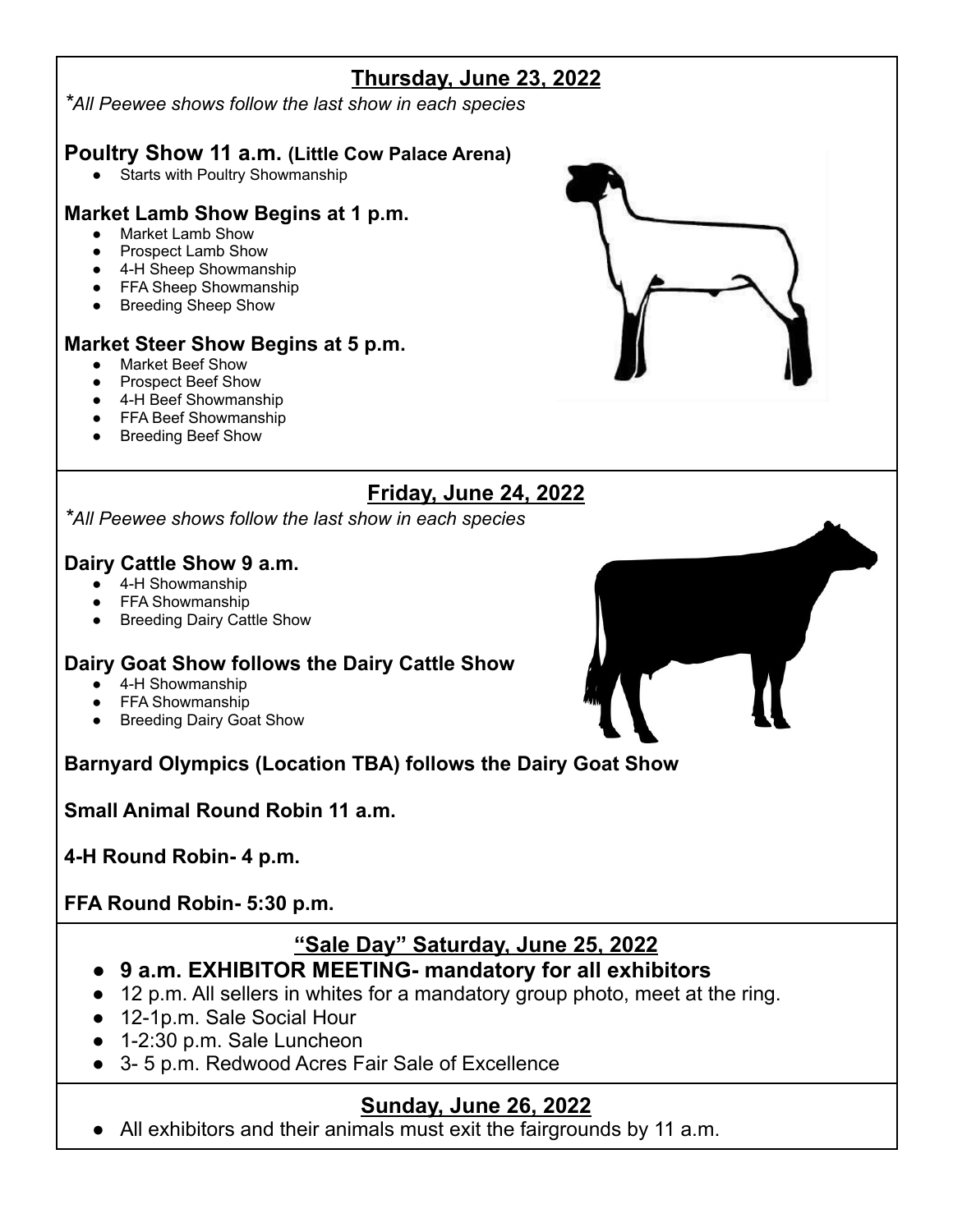## Thursday, June 23, 2022

*\*All Peewee shows follow the last show in each species*

### Poultry Show 11 a.m. (Little Cow Palace Arena)

- Starts with Poultry Showmanship

### Market Lamb Show Begins at 1 p.m.

- Market Lamb Show
- Prospect Lamb Show
- 4-H Sheep Showmanship
- FFA Sheep Showmanship
- Breeding Sheep Show

### Market Steer Show Begins at 5 p.m.

- Market Beef Show
- Prospect Beef Show
- 4-H Beef Showmanship
- FFA Beef Showmanship
- Breeding Beef Show

## Friday, June 24, 2022

*\*All Peewee shows follow the last show in each species*

### Dairy Cattle Show 9 a.m.

- 4-H Showmanship
- FFA Showmanship
- Breeding Dairy Cattle Show

### Dairy Goat Show follows the Dairy Cattle Show

- 4-H Showmanship
- FFA Showmanship
- Breeding Dairy Goat Show

**Barnyard Olympics (Location TBA) follows the Dairy Goat Show**

**Small Animal Round Robin 11 a.m.**

**4-H Round Robin- 4 p.m.**

**FFA Round Robin- 5:30 p.m.**

## "Sale Day" Saturday, June 25, 2022

- **9 a.m. EXHIBITOR MEETING- mandatory for all exhibitors**
- 12 p.m. All sellers in whites for a mandatory group photo, meet at the ring.
- 12-1p.m. Sale Social Hour
- 1-2:30 p.m. Sale Luncheon
- 3- 5 p.m. Redwood Acres Fair Sale of Excellence

## Sunday, June 26, 2022

- All exhibitors and their animals must exit the fairgrounds by 11 a.m.